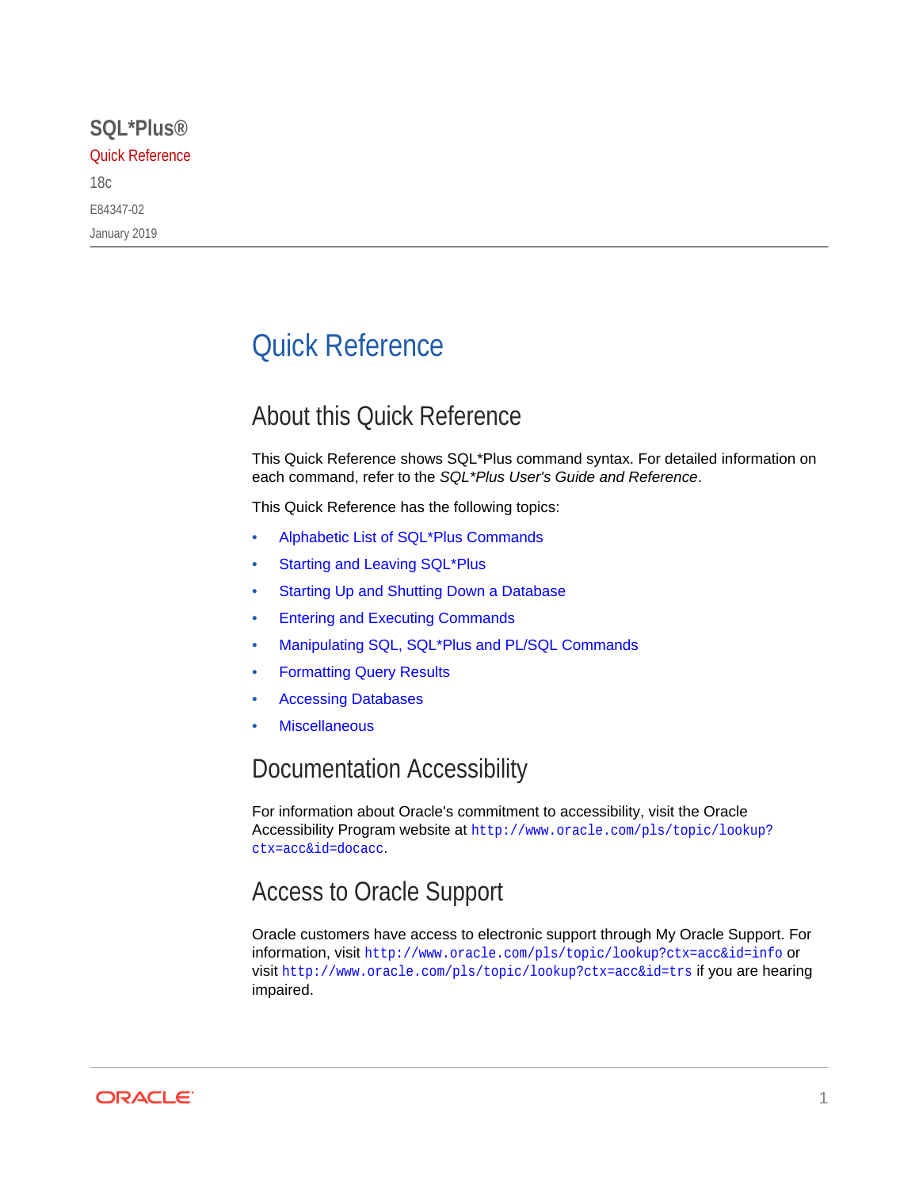SQL*Plus®

Quick Reference

18c

E84347-02

January 2019

# Quick Reference

## About this Quick Reference

This Quick Reference shows SQL*Plus command syntax. For detailed information on each command, refer to the *SQL*Plus User's Guide and Reference*.

This Quick Reference has the following topics:

- Alphabetic List of SQL*Plus Commands
- Starting and Leaving SQL*Plus
- Starting Up and Shutting Down a Database
- Entering and Executing Commands
- Manipulating SQL, SQL*Plus and PL/SQL Commands
- Formatting Query Results
- Accessing Databases
- Miscellaneous

## Documentation Accessibility

For information about Oracle's commitment to accessibility, visit the Oracle Accessibility Program website at `http://www.oracle.com/pls/topic/lookup?ctx=acc&id=docacc`.

## Access to Oracle Support

Oracle customers have access to electronic support through My Oracle Support. For information, visit `http://www.oracle.com/pls/topic/lookup?ctx=acc&id=info` or visit `http://www.oracle.com/pls/topic/lookup?ctx=acc&id=trs` if you are hearing impaired.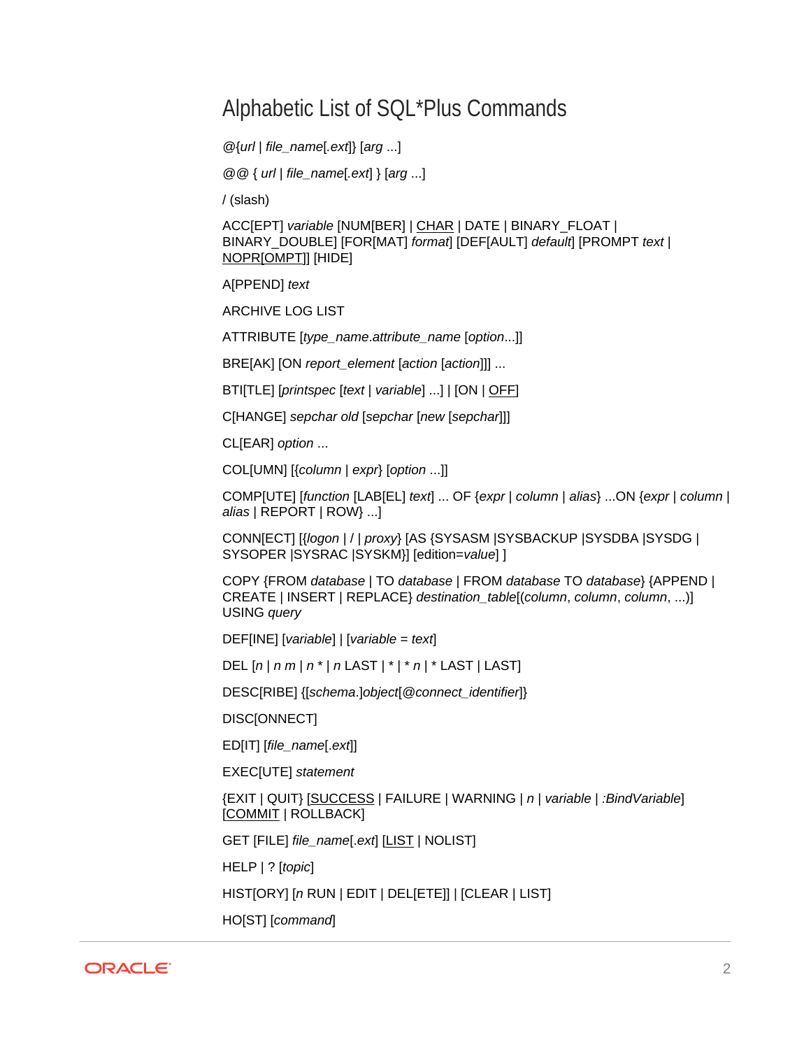# Alphabetic List of SQL*Plus Commands

@{*url* | *file_name*[.*ext*]} [*arg* ...]

@@ { *url* | *file_name*[.*ext*] } [*arg* ...]

/ (slash)

ACC[EPT] *variable* [NUM[BER] | <u>CHAR</u> | DATE | BINARY_FLOAT | BINARY_DOUBLE] [FOR[MAT] *format*] [DEF[AULT] *default*] [PROMPT *text* | <u>NOPR[OMPT]</u>] [HIDE]

A[PPEND] *text*

ARCHIVE LOG LIST

ATTRIBUTE [*type_name*.*attribute_name* [*option*...]]

BRE[AK] [ON *report_element* [*action* [*action*]]] ...

BTI[TLE] [*printspec* [*text* | *variable*] ...] | [ON | <u>OFF</u>]

C[HANGE] *sepchar old* [*sepchar* [*new* [*sepchar*]]]

CL[EAR] *option* ...

COL[UMN] [{*column* | *expr*} [*option* ...]]

COMP[UTE] [*function* [LAB[EL] *text*] ... OF {*expr* | *column* | *alias*} ...ON {*expr* | *column* | *alias* | REPORT | ROW} ...]

CONN[ECT] [{*logon* | / | *proxy*} [AS {SYSASM |SYSBACKUP |SYSDBA |SYSDG | SYSOPER |SYSRAC |SYSKM}] [edition=*value*] ]

COPY {FROM *database* | TO *database* | FROM *database* TO *database*} {APPEND | CREATE | INSERT | REPLACE} *destination_table*[(*column*, *column*, *column*, ...)] USING *query*

DEF[INE] [*variable*] | [*variable* = *text*]

DEL [*n* | *n m* | *n* * | *n* LAST | * | * *n* | * LAST | LAST]

DESC[RIBE] {[*schema*.]*object*[@*connect_identifier*]}

DISC[ONNECT]

ED[IT] [*file_name*[.*ext*]]

EXEC[UTE] *statement*

{EXIT | QUIT} [<u>SUCCESS</u> | FAILURE | WARNING | *n* | *variable* | *:BindVariable*] [<u>COMMIT</u> | ROLLBACK]

GET [FILE] *file_name*[.*ext*] [<u>LIST</u> | NOLIST]

HELP | ? [*topic*]

HIST[ORY] [*n* RUN | EDIT | DEL[ETE]] | [CLEAR | LIST]

HO[ST] [*command*]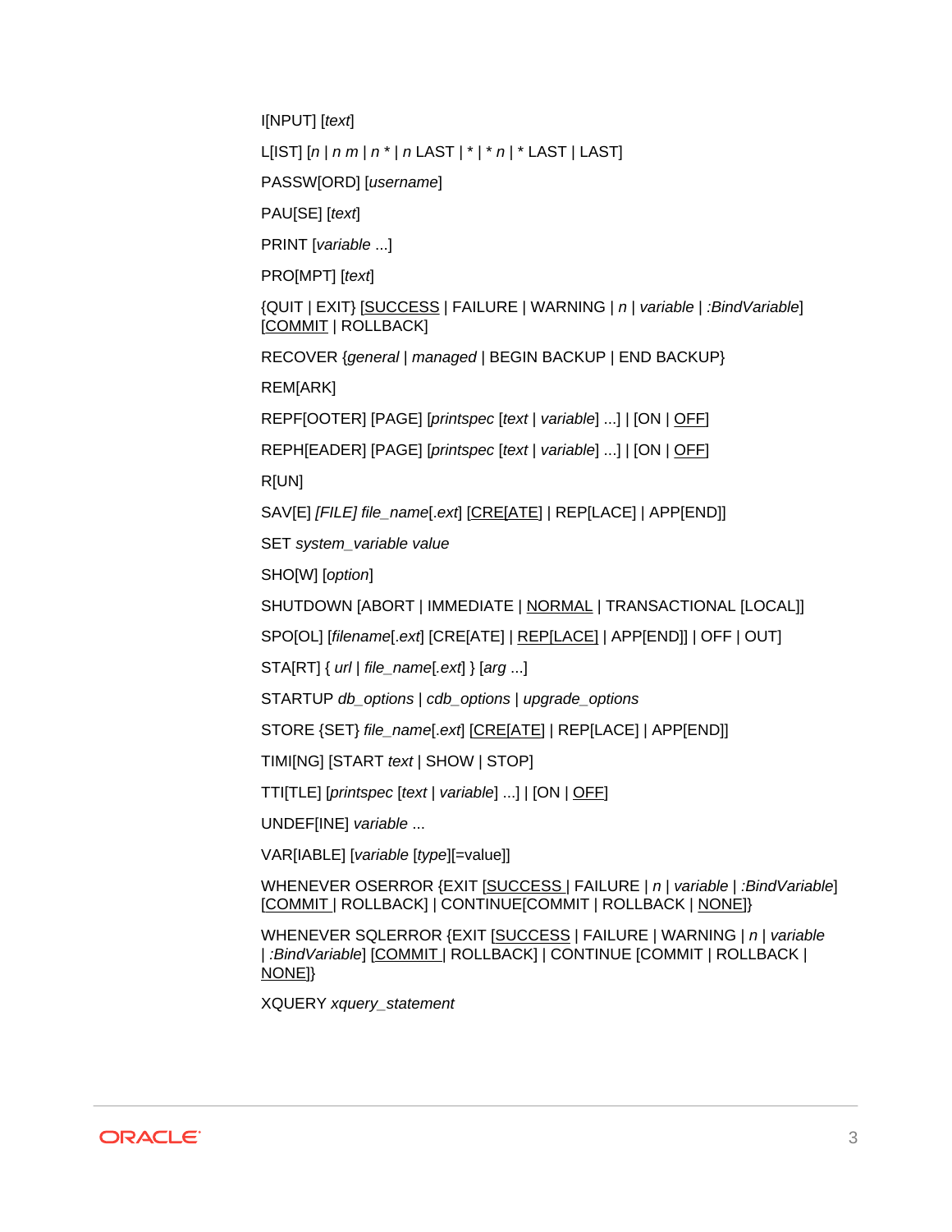I[NPUT] [*text*]

L[IST] [*n* | *n m* | *n* * | *n* LAST | * | * *n* | * LAST | LAST]

PASSW[ORD] [*username*]

PAU[SE] [*text*]

PRINT [*variable* ...]

PRO[MPT] [*text*]

{QUIT | EXIT} [<u>SUCCESS</u> | FAILURE | WARNING | *n* | *variable* | *:BindVariable*] [<u>COMMIT</u> | ROLLBACK]

RECOVER {*general* | *managed* | BEGIN BACKUP | END BACKUP}

REM[ARK]

REPF[OOTER] [PAGE] [*printspec* [*text* | *variable*] ...] | [ON | <u>OFF</u>]

REPH[EADER] [PAGE] [*printspec* [*text* | *variable*] ...] | [ON | <u>OFF</u>]

R[UN]

SAV[E] *[FILE] file_name*[.*ext*] [<u>CRE[ATE]</u> | REP[LACE] | APP[END]]

SET *system_variable value*

SHO[W] [*option*]

SHUTDOWN [ABORT | IMMEDIATE | <u>NORMAL</u> | TRANSACTIONAL [LOCAL]]

SPO[OL] [*filename*[.*ext*] [CRE[ATE] | <u>REP[LACE]</u> | APP[END]] | OFF | OUT]

STA[RT] { *url* | *file_name*[.*ext*] } [*arg* ...]

STARTUP *db_options* | *cdb_options* | *upgrade_options*

STORE {SET} *file_name*[.*ext*] [<u>CRE[ATE]</u> | REP[LACE] | APP[END]]

TIMI[NG] [START *text* | SHOW | STOP]

TTI[TLE] [*printspec* [*text* | *variable*] ...] | [ON | <u>OFF</u>]

UNDEF[INE] *variable* ...

VAR[IABLE] [*variable* [*type*][=value]]

WHENEVER OSERROR {EXIT [<u>SUCCESS</u> | FAILURE | *n* | *variable* | *:BindVariable*] [<u>COMMIT</u> | ROLLBACK] | CONTINUE[COMMIT | ROLLBACK | <u>NONE</u>]}

WHENEVER SQLERROR {EXIT [<u>SUCCESS</u> | FAILURE | WARNING | *n* | *variable* | *:BindVariable*] [<u>COMMIT</u> | ROLLBACK] | CONTINUE [COMMIT | ROLLBACK | <u>NONE</u>]}

XQUERY *xquery_statement*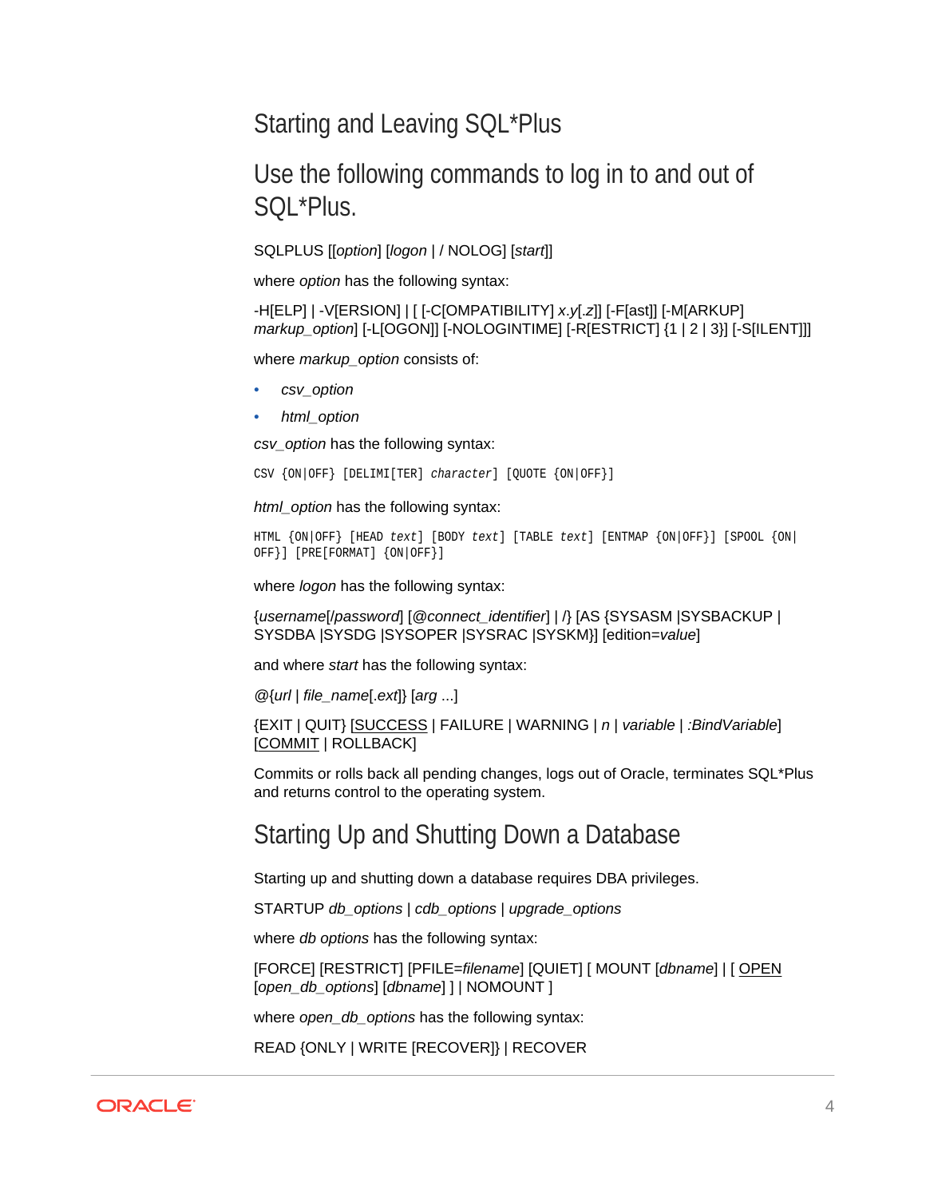## Starting and Leaving SQL*Plus

## Use the following commands to log in to and out of SQL*Plus.

SQLPLUS [[*option*] [*logon* | / NOLOG] [*start*]]

where *option* has the following syntax:

-H[ELP] | -V[ERSION] | [ [-C[OMPATIBILITY] *x.y*[.*z*]] [-F[ast]] [-M[ARKUP] *markup_option*] [-L[OGON]] [-NOLOGINTIME] [-R[ESTRICT] {1 | 2 | 3}] [-S[ILENT]]]

where *markup_option* consists of:

- *csv_option*
- *html_option*

*csv_option* has the following syntax:

```
CSV {ON|OFF} [DELIMI[TER] character] [QUOTE {ON|OFF}]
```

*html_option* has the following syntax:

```
HTML {ON|OFF} [HEAD text] [BODY text] [TABLE text] [ENTMAP {ON|OFF}] [SPOOL {ON|
OFF}] [PRE[FORMAT] {ON|OFF}]
```

where *logon* has the following syntax:

{*username*[/*password*] [@*connect_identifier*] | /} [AS {SYSASM |SYSBACKUP | SYSDBA |SYSDG |SYSOPER |SYSRAC |SYSKM}] [edition=*value*]

and where *start* has the following syntax:

@{*url* | *file_name*[.*ext*]} [*arg* ...]

{EXIT | QUIT} [<u>SUCCESS</u> | FAILURE | WARNING | *n* | *variable* | *:BindVariable*] [<u>COMMIT</u> | ROLLBACK]

Commits or rolls back all pending changes, logs out of Oracle, terminates SQL*Plus and returns control to the operating system.

## Starting Up and Shutting Down a Database

Starting up and shutting down a database requires DBA privileges.

STARTUP *db_options* | *cdb_options* | *upgrade_options*

where *db options* has the following syntax:

[FORCE] [RESTRICT] [PFILE=*filename*] [QUIET] [ MOUNT [*dbname*] | [ <u>OPEN</u> [*open_db_options*] [*dbname*] ] | NOMOUNT ]

where *open_db_options* has the following syntax:

READ {ONLY | WRITE [RECOVER]} | RECOVER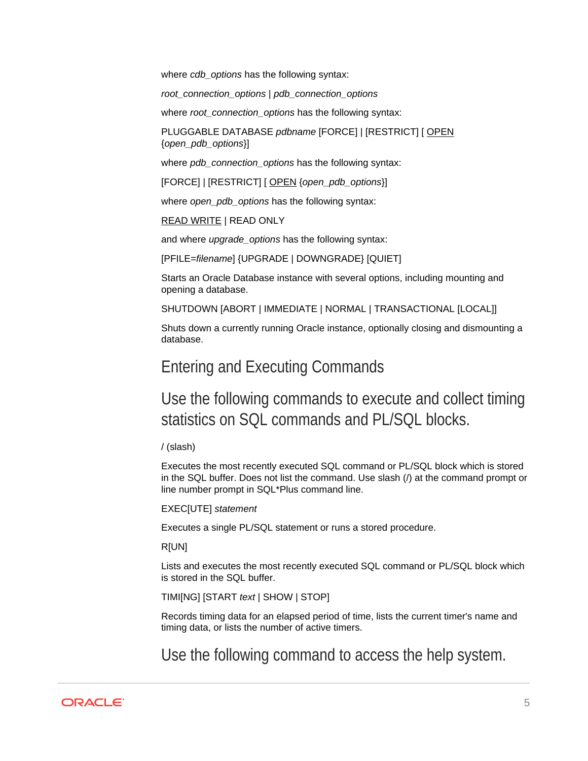where *cdb_options* has the following syntax:

*root_connection_options* | *pdb_connection_options*

where *root_connection_options* has the following syntax:

PLUGGABLE DATABASE *pdbname* [FORCE] | [RESTRICT] [ <u>OPEN</u> {*open_pdb_options*}]

where *pdb_connection_options* has the following syntax:

[FORCE] | [RESTRICT] [ <u>OPEN</u> {*open_pdb_options*}]

where *open_pdb_options* has the following syntax:

<u>READ WRITE</u> | READ ONLY

and where *upgrade_options* has the following syntax:

[PFILE=*filename*] {UPGRADE | DOWNGRADE} [QUIET]

Starts an Oracle Database instance with several options, including mounting and opening a database.

SHUTDOWN [ABORT | IMMEDIATE | NORMAL | TRANSACTIONAL [LOCAL]]

Shuts down a currently running Oracle instance, optionally closing and dismounting a database.

## Entering and Executing Commands

## Use the following commands to execute and collect timing statistics on SQL commands and PL/SQL blocks.

/ (slash)

Executes the most recently executed SQL command or PL/SQL block which is stored in the SQL buffer. Does not list the command. Use slash (/) at the command prompt or line number prompt in SQL*Plus command line.

EXEC[UTE] *statement*

Executes a single PL/SQL statement or runs a stored procedure.

R[UN]

Lists and executes the most recently executed SQL command or PL/SQL block which is stored in the SQL buffer.

TIMI[NG] [START *text* | SHOW | STOP]

Records timing data for an elapsed period of time, lists the current timer's name and timing data, or lists the number of active timers.

## Use the following command to access the help system.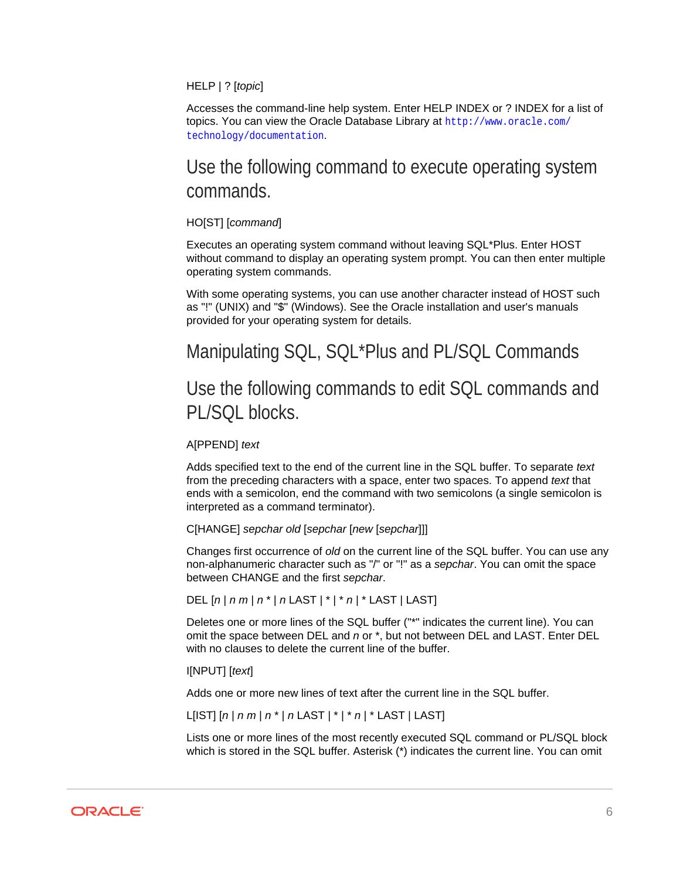HELP | ? [*topic*]

Accesses the command-line help system. Enter HELP INDEX or ? INDEX for a list of topics. You can view the Oracle Database Library at `http://www.oracle.com/technology/documentation`.

## Use the following command to execute operating system commands.

HO[ST] [*command*]

Executes an operating system command without leaving SQL*Plus. Enter HOST without command to display an operating system prompt. You can then enter multiple operating system commands.

With some operating systems, you can use another character instead of HOST such as "!" (UNIX) and "$" (Windows). See the Oracle installation and user's manuals provided for your operating system for details.

# Manipulating SQL, SQL*Plus and PL/SQL Commands

## Use the following commands to edit SQL commands and PL/SQL blocks.

A[PPEND] *text*

Adds specified text to the end of the current line in the SQL buffer. To separate *text* from the preceding characters with a space, enter two spaces. To append *text* that ends with a semicolon, end the command with two semicolons (a single semicolon is interpreted as a command terminator).

C[HANGE] *sepchar old* [*sepchar* [*new* [*sepchar*]]]

Changes first occurrence of *old* on the current line of the SQL buffer. You can use any non-alphanumeric character such as "/" or "!" as a *sepchar*. You can omit the space between CHANGE and the first *sepchar*.

DEL [*n* | *n m* | *n* * | *n* LAST | * | * *n* | * LAST | LAST]

Deletes one or more lines of the SQL buffer ("*" indicates the current line). You can omit the space between DEL and *n* or *, but not between DEL and LAST. Enter DEL with no clauses to delete the current line of the buffer.

I[NPUT] [*text*]

Adds one or more new lines of text after the current line in the SQL buffer.

L[IST] [*n* | *n m* | *n* * | *n* LAST | * | * *n* | * LAST | LAST]

Lists one or more lines of the most recently executed SQL command or PL/SQL block which is stored in the SQL buffer. Asterisk (*) indicates the current line. You can omit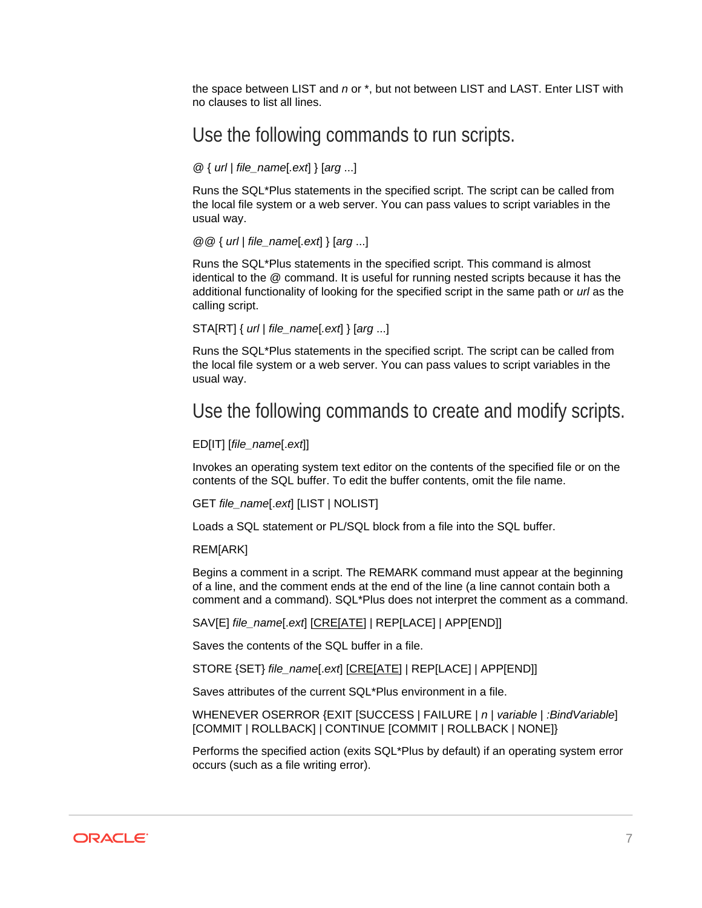the space between LIST and *n* or *, but not between LIST and LAST. Enter LIST with no clauses to list all lines.

## Use the following commands to run scripts.

@ { *url* | *file_name*[.*ext*] } [*arg* ...]

Runs the SQL*Plus statements in the specified script. The script can be called from the local file system or a web server. You can pass values to script variables in the usual way.

@@ { *url* | *file_name*[.*ext*] } [*arg* ...]

Runs the SQL*Plus statements in the specified script. This command is almost identical to the @ command. It is useful for running nested scripts because it has the additional functionality of looking for the specified script in the same path or *url* as the calling script.

STA[RT] { *url* | *file_name*[.*ext*] } [*arg* ...]

Runs the SQL*Plus statements in the specified script. The script can be called from the local file system or a web server. You can pass values to script variables in the usual way.

## Use the following commands to create and modify scripts.

ED[IT] [*file_name*[.*ext*]]

Invokes an operating system text editor on the contents of the specified file or on the contents of the SQL buffer. To edit the buffer contents, omit the file name.

GET *file_name*[.*ext*] [LIST | NOLIST]

Loads a SQL statement or PL/SQL block from a file into the SQL buffer.

REM[ARK]

Begins a comment in a script. The REMARK command must appear at the beginning of a line, and the comment ends at the end of the line (a line cannot contain both a comment and a command). SQL*Plus does not interpret the comment as a command.

SAV[E] *file_name*[.*ext*] [<u>CRE[ATE]</u> | REP[LACE] | APP[END]]

Saves the contents of the SQL buffer in a file.

STORE {SET} *file_name*[.*ext*] [<u>CRE[ATE]</u> | REP[LACE] | APP[END]]

Saves attributes of the current SQL*Plus environment in a file.

WHENEVER OSERROR {EXIT [SUCCESS | FAILURE | *n* | *variable* | *:BindVariable*] [COMMIT | ROLLBACK] | CONTINUE [COMMIT | ROLLBACK | NONE]}

Performs the specified action (exits SQL*Plus by default) if an operating system error occurs (such as a file writing error).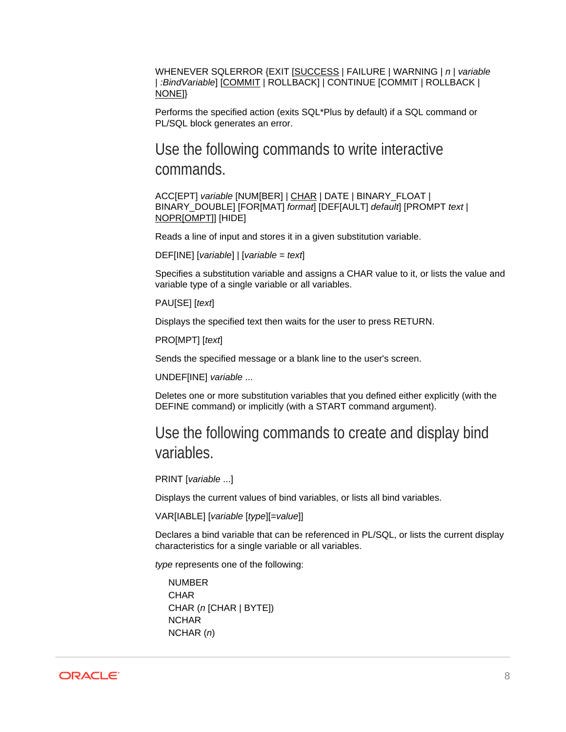WHENEVER SQLERROR {EXIT [SUCCESS | FAILURE | WARNING | *n* | *variable* | *:BindVariable*] [COMMIT | ROLLBACK] | CONTINUE [COMMIT | ROLLBACK | NONE]}

Performs the specified action (exits SQL*Plus by default) if a SQL command or PL/SQL block generates an error.

## Use the following commands to write interactive commands.

ACC[EPT] *variable* [NUM[BER] | CHAR | DATE | BINARY_FLOAT | BINARY_DOUBLE] [FOR[MAT] *format*] [DEF[AULT] *default*] [PROMPT *text* | NOPR[OMPT]] [HIDE]

Reads a line of input and stores it in a given substitution variable.

DEF[INE] [*variable*] | [*variable* = *text*]

Specifies a substitution variable and assigns a CHAR value to it, or lists the value and variable type of a single variable or all variables.

PAU[SE] [*text*]

Displays the specified text then waits for the user to press RETURN.

PRO[MPT] [*text*]

Sends the specified message or a blank line to the user's screen.

UNDEF[INE] *variable* ...

Deletes one or more substitution variables that you defined either explicitly (with the DEFINE command) or implicitly (with a START command argument).

## Use the following commands to create and display bind variables.

PRINT [*variable* ...]

Displays the current values of bind variables, or lists all bind variables.

VAR[IABLE] [*variable* [*type*][=*value*]]

Declares a bind variable that can be referenced in PL/SQL, or lists the current display characteristics for a single variable or all variables.

*type* represents one of the following:

NUMBER
CHAR
CHAR (*n* [CHAR | BYTE])
NCHAR
NCHAR (*n*)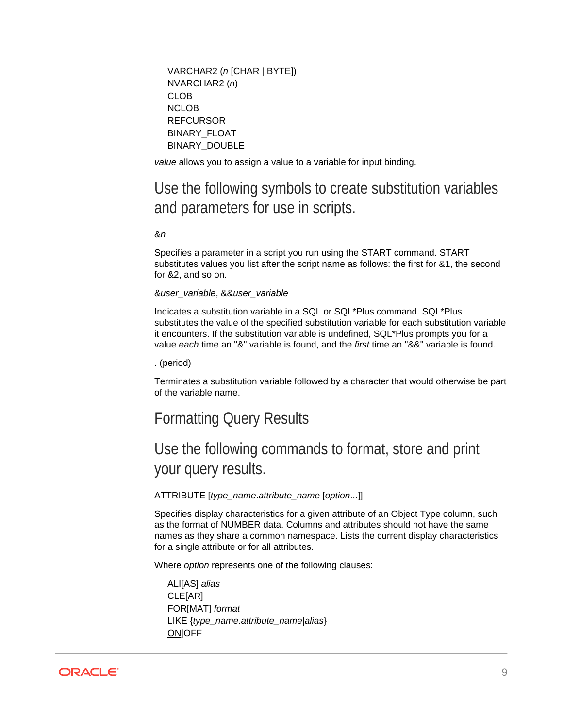VARCHAR2 (*n* [CHAR | BYTE])
NVARCHAR2 (*n*)
CLOB
NCLOB
REFCURSOR
BINARY_FLOAT
BINARY_DOUBLE

*value* allows you to assign a value to a variable for input binding.

## Use the following symbols to create substitution variables and parameters for use in scripts.

&*n*

Specifies a parameter in a script you run using the START command. START substitutes values you list after the script name as follows: the first for &1, the second for &2, and so on.

&*user_variable*, &&*user_variable*

Indicates a substitution variable in a SQL or SQL*Plus command. SQL*Plus substitutes the value of the specified substitution variable for each substitution variable it encounters. If the substitution variable is undefined, SQL*Plus prompts you for a value *each* time an "&" variable is found, and the *first* time an "&&" variable is found.

. (period)

Terminates a substitution variable followed by a character that would otherwise be part of the variable name.

## Formatting Query Results

## Use the following commands to format, store and print your query results.

ATTRIBUTE [*type_name*.*attribute_name* [*option*...]]

Specifies display characteristics for a given attribute of an Object Type column, such as the format of NUMBER data. Columns and attributes should not have the same names as they share a common namespace. Lists the current display characteristics for a single attribute or for all attributes.

Where *option* represents one of the following clauses:

ALI[AS] *alias*
CLE[AR]
FOR[MAT] *format*
LIKE {*type_name*.*attribute_name*|*alias*}
<u>ON</u>|OFF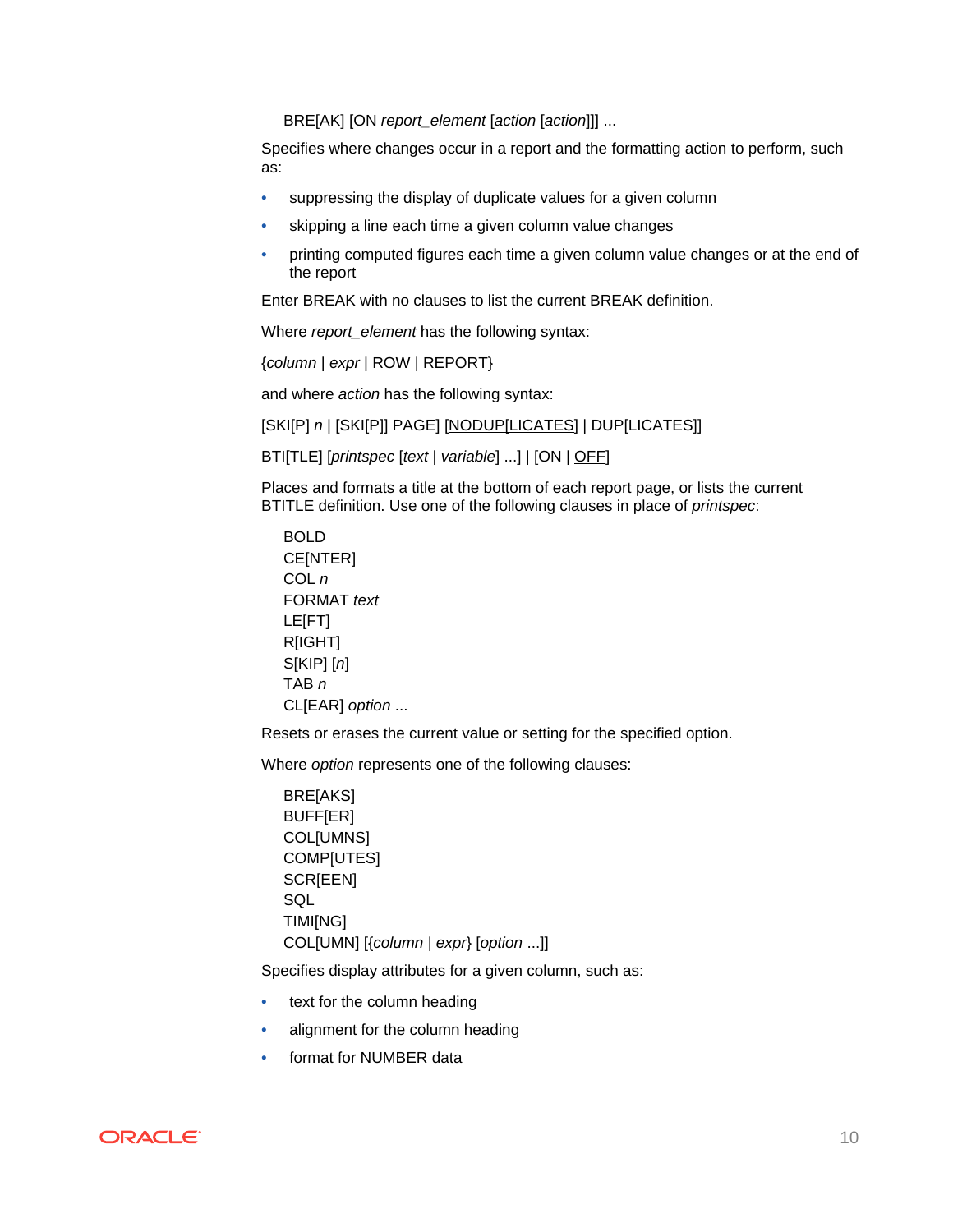BRE[AK] [ON *report_element* [*action* [*action*]]] ...

Specifies where changes occur in a report and the formatting action to perform, such as:

- suppressing the display of duplicate values for a given column
- skipping a line each time a given column value changes
- printing computed figures each time a given column value changes or at the end of the report

Enter BREAK with no clauses to list the current BREAK definition.

Where *report_element* has the following syntax:

{*column* | *expr* | ROW | REPORT}

and where *action* has the following syntax:

[SKI[P] *n* | [SKI[P]] PAGE] [NODUP[LICATES] | DUP[LICATES]]

BTI[TLE] [*printspec* [*text* | *variable*] ...] | [ON | OFF]

Places and formats a title at the bottom of each report page, or lists the current BTITLE definition. Use one of the following clauses in place of *printspec*:

BOLD
CE[NTER]
COL *n*
FORMAT *text*
LE[FT]
R[IGHT]
S[KIP] [*n*]
TAB *n*
CL[EAR] *option* ...

Resets or erases the current value or setting for the specified option.

Where *option* represents one of the following clauses:

BRE[AKS]
BUFF[ER]
COL[UMNS]
COMP[UTES]
SCR[EEN]
SQL
TIMI[NG]
COL[UMN] [{*column* | *expr*} [*option* ...]]

Specifies display attributes for a given column, such as:

- text for the column heading
- alignment for the column heading
- format for NUMBER data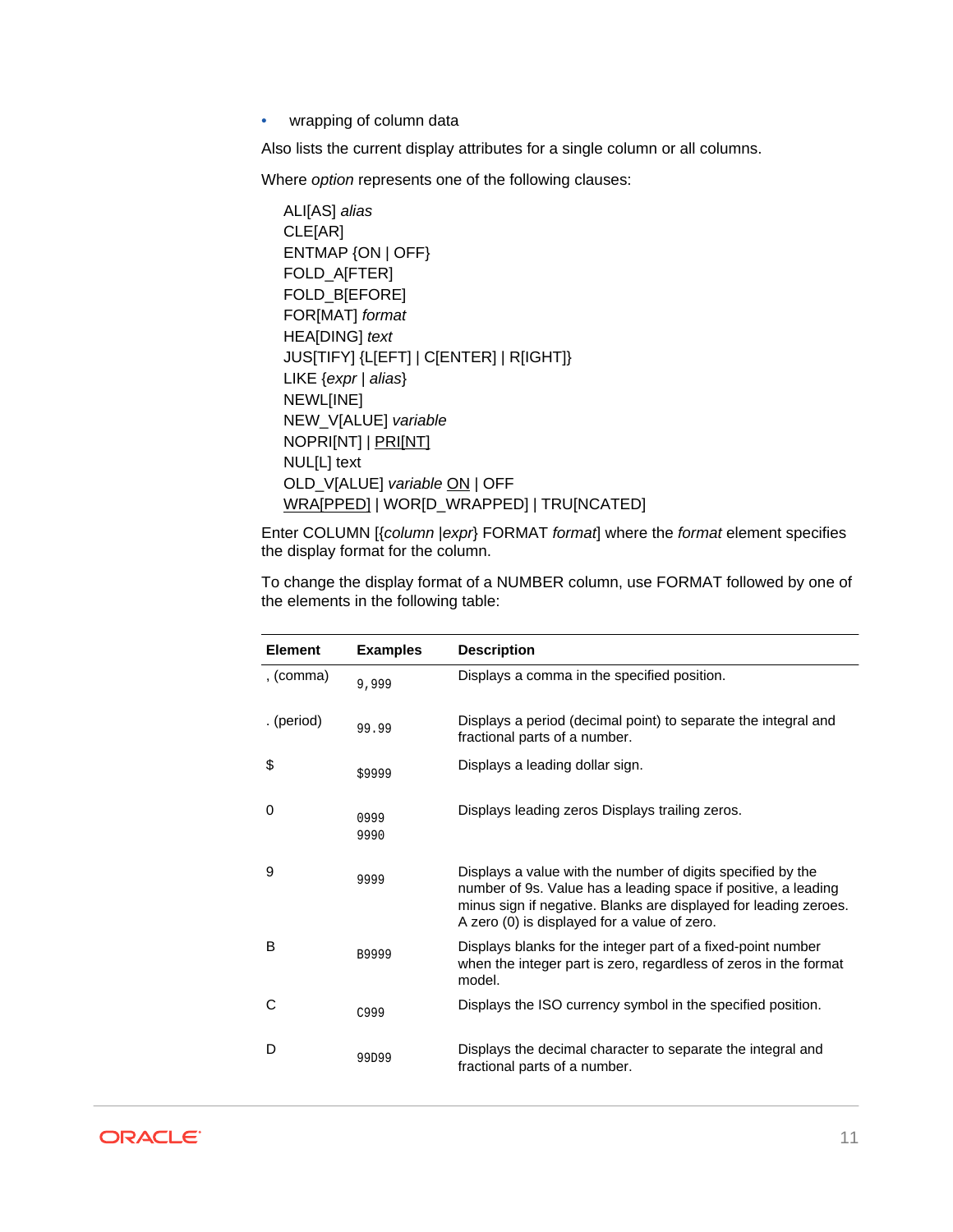- wrapping of column data

Also lists the current display attributes for a single column or all columns.

Where *option* represents one of the following clauses:

ALI[AS] *alias*
CLE[AR]
ENTMAP {ON | OFF}
FOLD_A[FTER]
FOLD_B[EFORE]
FOR[MAT] *format*
HEA[DING] *text*
JUS[TIFY] {L[EFT] | C[ENTER] | R[IGHT]}
LIKE {*expr* | *alias*}
NEWL[INE]
NEW_V[ALUE] *variable*
NOPRI[NT] | <u>PRI[NT]</u>
NUL[L] text
OLD_V[ALUE] *variable* <u>ON</u> | OFF
<u>WRA[PPED]</u> | WOR[D_WRAPPED] | TRU[NCATED]

Enter COLUMN [{*column* |*expr*} FORMAT *format*] where the *format* element specifies the display format for the column.

To change the display format of a NUMBER column, use FORMAT followed by one of the elements in the following table:

| Element | Examples | Description |
| --- | --- | --- |
| , (comma) | `9,999` | Displays a comma in the specified position. |
| . (period) | `99.99` | Displays a period (decimal point) to separate the integral and fractional parts of a number. |
| $ | `$9999` | Displays a leading dollar sign. |
| 0 | `0999`<br>`9990` | Displays leading zeros Displays trailing zeros. |
| 9 | `9999` | Displays a value with the number of digits specified by the number of 9s. Value has a leading space if positive, a leading minus sign if negative. Blanks are displayed for leading zeroes. A zero (0) is displayed for a value of zero. |
| B | `B9999` | Displays blanks for the integer part of a fixed-point number when the integer part is zero, regardless of zeros in the format model. |
| C | `C999` | Displays the ISO currency symbol in the specified position. |
| D | `99D99` | Displays the decimal character to separate the integral and fractional parts of a number. |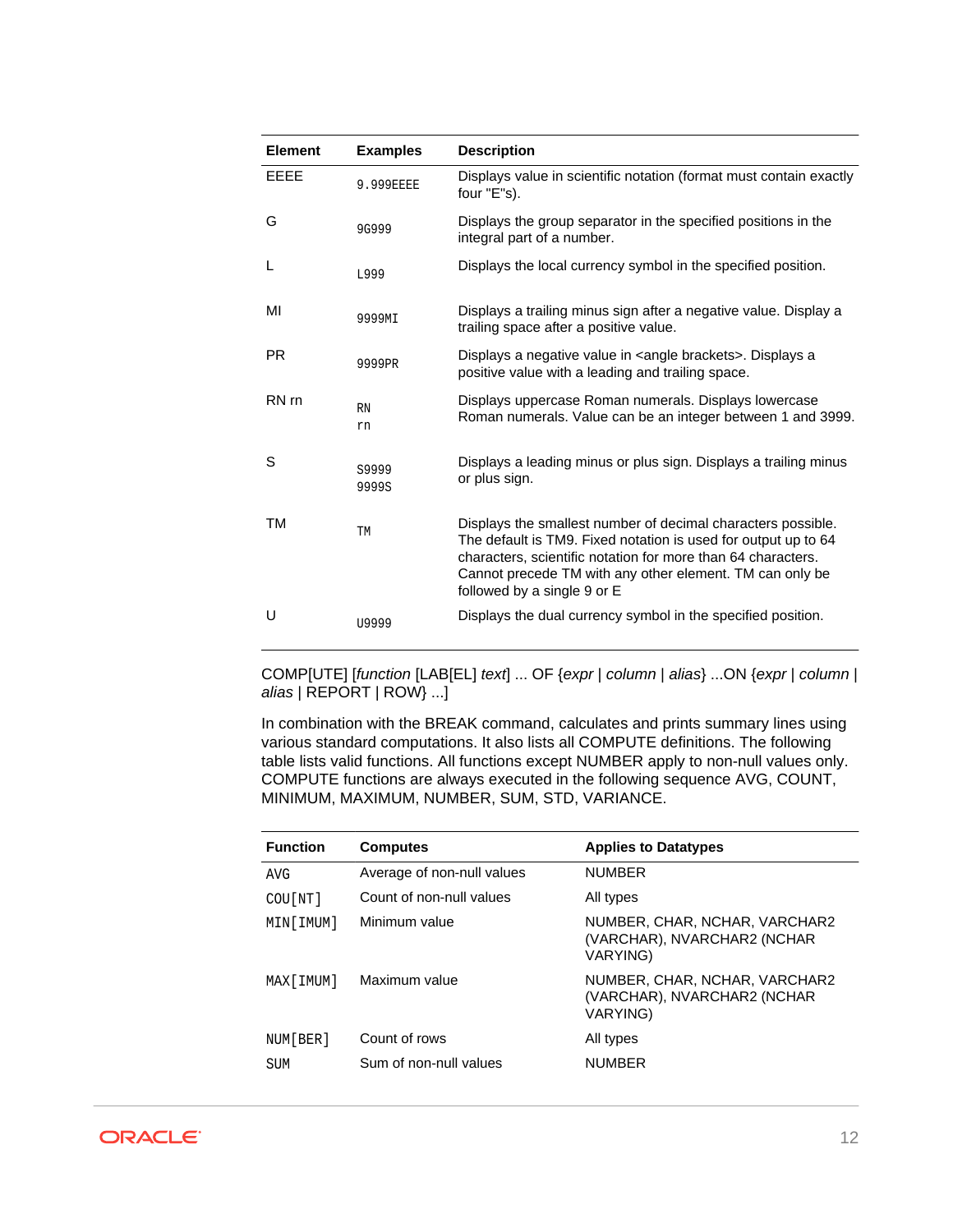| Element | Examples | Description |
| --- | --- | --- |
| EEEE | `9.999EEEE` | Displays value in scientific notation (format must contain exactly four "E"s). |
| G | `9G999` | Displays the group separator in the specified positions in the integral part of a number. |
| L | `L999` | Displays the local currency symbol in the specified position. |
| MI | `9999MI` | Displays a trailing minus sign after a negative value. Display a trailing space after a positive value. |
| PR | `9999PR` | Displays a negative value in <angle brackets>. Displays a positive value with a leading and trailing space. |
| RN rn | `RN` `rn` | Displays uppercase Roman numerals. Displays lowercase Roman numerals. Value can be an integer between 1 and 3999. |
| S | `S9999` `9999S` | Displays a leading minus or plus sign. Displays a trailing minus or plus sign. |
| TM | `TM` | Displays the smallest number of decimal characters possible. The default is TM9. Fixed notation is used for output up to 64 characters, scientific notation for more than 64 characters. Cannot precede TM with any other element. TM can only be followed by a single 9 or E |
| U | `U9999` | Displays the dual currency symbol in the specified position. |

COMP[UTE] [*function* [LAB[EL] *text*] ... OF {*expr* | *column* | *alias*} ...ON {*expr* | *column* | *alias* | REPORT | ROW} ...]

In combination with the BREAK command, calculates and prints summary lines using various standard computations. It also lists all COMPUTE definitions. The following table lists valid functions. All functions except NUMBER apply to non-null values only. COMPUTE functions are always executed in the following sequence AVG, COUNT, MINIMUM, MAXIMUM, NUMBER, SUM, STD, VARIANCE.

| Function | Computes | Applies to Datatypes |
| --- | --- | --- |
| `AVG` | Average of non-null values | NUMBER |
| `COU[NT]` | Count of non-null values | All types |
| `MIN[IMUM]` | Minimum value | NUMBER, CHAR, NCHAR, VARCHAR2 (VARCHAR), NVARCHAR2 (NCHAR VARYING) |
| `MAX[IMUM]` | Maximum value | NUMBER, CHAR, NCHAR, VARCHAR2 (VARCHAR), NVARCHAR2 (NCHAR VARYING) |
| `NUM[BER]` | Count of rows | All types |
| `SUM` | Sum of non-null values | NUMBER |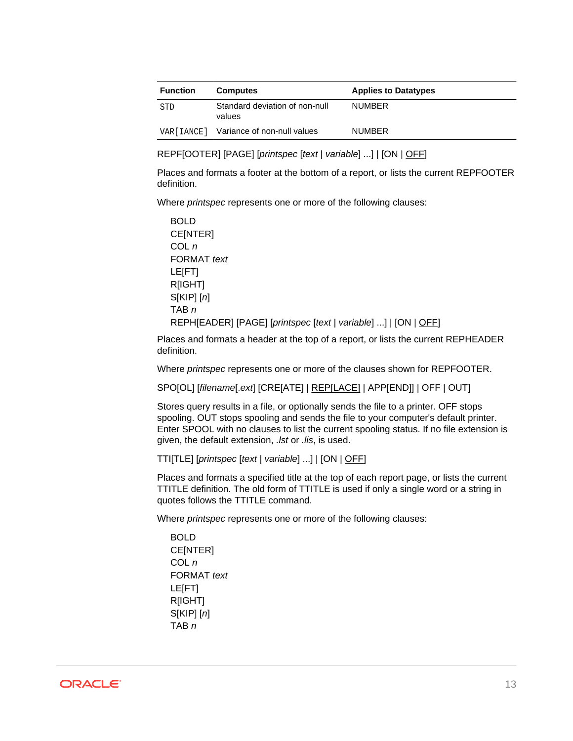| Function | Computes | Applies to Datatypes |
| --- | --- | --- |
| `STD` | Standard deviation of non-null values | NUMBER |
| `VAR[IANCE]` | Variance of non-null values | NUMBER |

REPF[OOTER] [PAGE] [*printspec* [*text* | *variable*] ...] | [ON | <u>OFF</u>]

Places and formats a footer at the bottom of a report, or lists the current REPFOOTER definition.

Where *printspec* represents one or more of the following clauses:

BOLD
CE[NTER]
COL *n*
FORMAT *text*
LE[FT]
R[IGHT]
S[KIP] [*n*]
TAB *n*

REPH[EADER] [PAGE] [*printspec* [*text* | *variable*] ...] | [ON | <u>OFF</u>]

Places and formats a header at the top of a report, or lists the current REPHEADER definition.

Where *printspec* represents one or more of the clauses shown for REPFOOTER.

SPO[OL] [*filename*[.*ext*] [CRE[ATE] | <u>REP[LACE]</u> | APP[END]] | OFF | OUT]

Stores query results in a file, or optionally sends the file to a printer. OFF stops spooling. OUT stops spooling and sends the file to your computer's default printer. Enter SPOOL with no clauses to list the current spooling status. If no file extension is given, the default extension, *.lst* or *.lis*, is used.

TTI[TLE] [*printspec* [*text* | *variable*] ...] | [ON | <u>OFF</u>]

Places and formats a specified title at the top of each report page, or lists the current TTITLE definition. The old form of TTITLE is used if only a single word or a string in quotes follows the TTITLE command.

Where *printspec* represents one or more of the following clauses:

BOLD
CE[NTER]
COL *n*
FORMAT *text*
LE[FT]
R[IGHT]
S[KIP] [*n*]
TAB *n*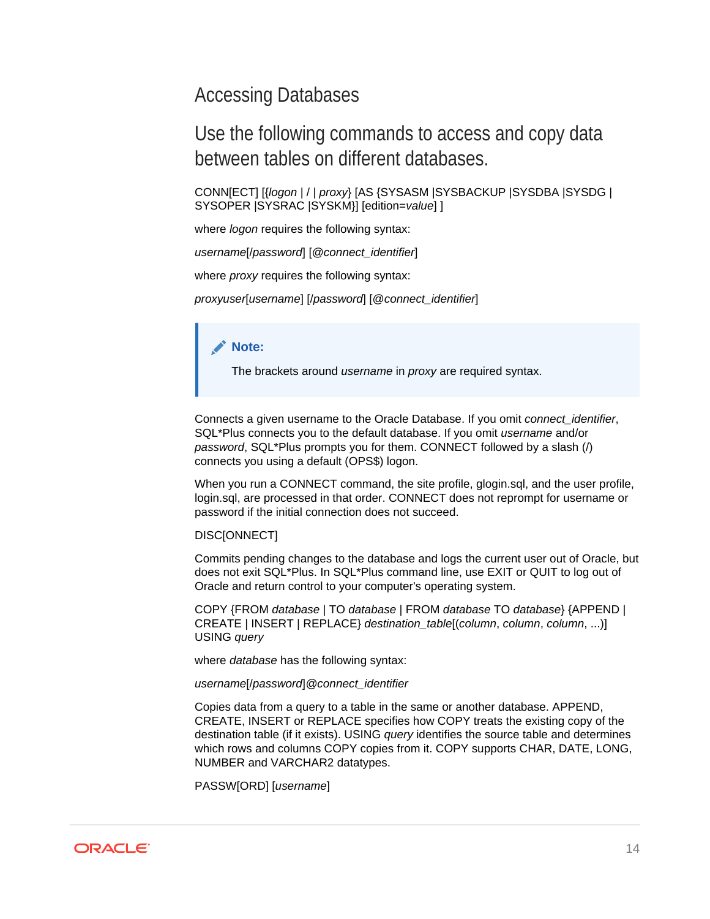## Accessing Databases

### Use the following commands to access and copy data between tables on different databases.

CONN[ECT] [{*logon* | / | *proxy*} [AS {SYSASM |SYSBACKUP |SYSDBA |SYSDG | SYSOPER |SYSRAC |SYSKM}] [edition=*value*] ]

where *logon* requires the following syntax:

*username*[/*password*] [@*connect_identifier*]

where *proxy* requires the following syntax:

*proxyuser*[*username*] [/*password*] [@*connect_identifier*]

> **Note:**
>
> The brackets around *username* in *proxy* are required syntax.

Connects a given username to the Oracle Database. If you omit *connect_identifier*, SQL*Plus connects you to the default database. If you omit *username* and/or *password*, SQL*Plus prompts you for them. CONNECT followed by a slash (/) connects you using a default (OPS$) logon.

When you run a CONNECT command, the site profile, glogin.sql, and the user profile, login.sql, are processed in that order. CONNECT does not reprompt for username or password if the initial connection does not succeed.

DISC[ONNECT]

Commits pending changes to the database and logs the current user out of Oracle, but does not exit SQL*Plus. In SQL*Plus command line, use EXIT or QUIT to log out of Oracle and return control to your computer's operating system.

COPY {FROM *database* | TO *database* | FROM *database* TO *database*} {APPEND | CREATE | INSERT | REPLACE} *destination_table*[(*column*, *column*, *column*, ...)] USING *query*

where *database* has the following syntax:

*username*[/*password*]@*connect_identifier*

Copies data from a query to a table in the same or another database. APPEND, CREATE, INSERT or REPLACE specifies how COPY treats the existing copy of the destination table (if it exists). USING *query* identifies the source table and determines which rows and columns COPY copies from it. COPY supports CHAR, DATE, LONG, NUMBER and VARCHAR2 datatypes.

PASSW[ORD] [*username*]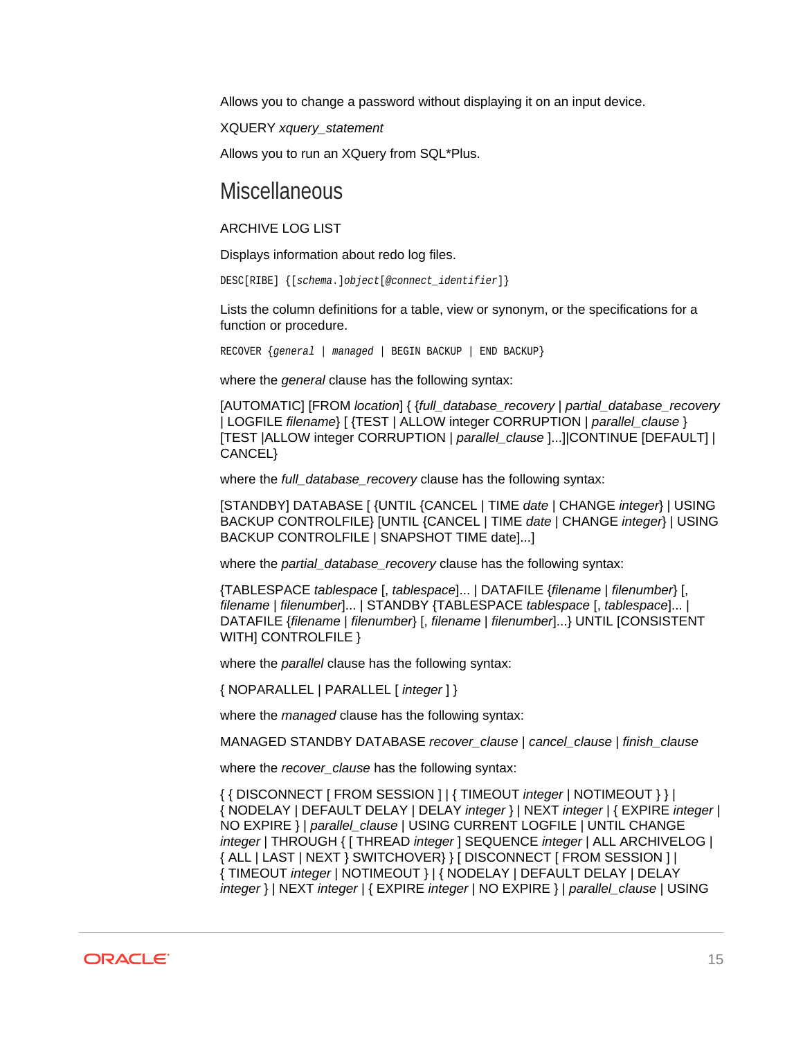Allows you to change a password without displaying it on an input device.

XQUERY *xquery_statement*

Allows you to run an XQuery from SQL*Plus.

## Miscellaneous

ARCHIVE LOG LIST

Displays information about redo log files.

```
DESC[RIBE] {[schema.]object[@connect_identifier]}
```

Lists the column definitions for a table, view or synonym, or the specifications for a function or procedure.

```
RECOVER {general | managed | BEGIN BACKUP | END BACKUP}
```

where the *general* clause has the following syntax:

[AUTOMATIC] [FROM *location*] { {*full_database_recovery* | *partial_database_recovery* | LOGFILE *filename*} [ {TEST | ALLOW integer CORRUPTION | *parallel_clause* } [TEST |ALLOW integer CORRUPTION | *parallel_clause* ]...]|CONTINUE [DEFAULT] | CANCEL}

where the *full_database_recovery* clause has the following syntax:

[STANDBY] DATABASE [ {UNTIL {CANCEL | TIME *date* | CHANGE *integer*} | USING BACKUP CONTROLFILE} [UNTIL {CANCEL | TIME *date* | CHANGE *integer*} | USING BACKUP CONTROLFILE | SNAPSHOT TIME date]...]

where the *partial_database_recovery* clause has the following syntax:

{TABLESPACE *tablespace* [, *tablespace*]... | DATAFILE {*filename* | *filenumber*} [, *filename* | *filenumber*]... | STANDBY {TABLESPACE *tablespace* [, *tablespace*]... | DATAFILE {*filename* | *filenumber*} [, *filename* | *filenumber*]...} UNTIL [CONSISTENT WITH] CONTROLFILE }

where the *parallel* clause has the following syntax:

{ NOPARALLEL | PARALLEL [ *integer* ] }

where the *managed* clause has the following syntax:

MANAGED STANDBY DATABASE *recover_clause* | *cancel_clause* | *finish_clause*

where the *recover_clause* has the following syntax:

{ { DISCONNECT [ FROM SESSION ] | { TIMEOUT *integer* | NOTIMEOUT } } | { NODELAY | DEFAULT DELAY | DELAY *integer* } | NEXT *integer* | { EXPIRE *integer* | NO EXPIRE } | *parallel_clause* | USING CURRENT LOGFILE | UNTIL CHANGE *integer* | THROUGH { [ THREAD *integer* ] SEQUENCE *integer* | ALL ARCHIVELOG | { ALL | LAST | NEXT } SWITCHOVER} } [ DISCONNECT [ FROM SESSION ] | { TIMEOUT *integer* | NOTIMEOUT } | { NODELAY | DEFAULT DELAY | DELAY *integer* } | NEXT *integer* | { EXPIRE *integer* | NO EXPIRE } | *parallel_clause* | USING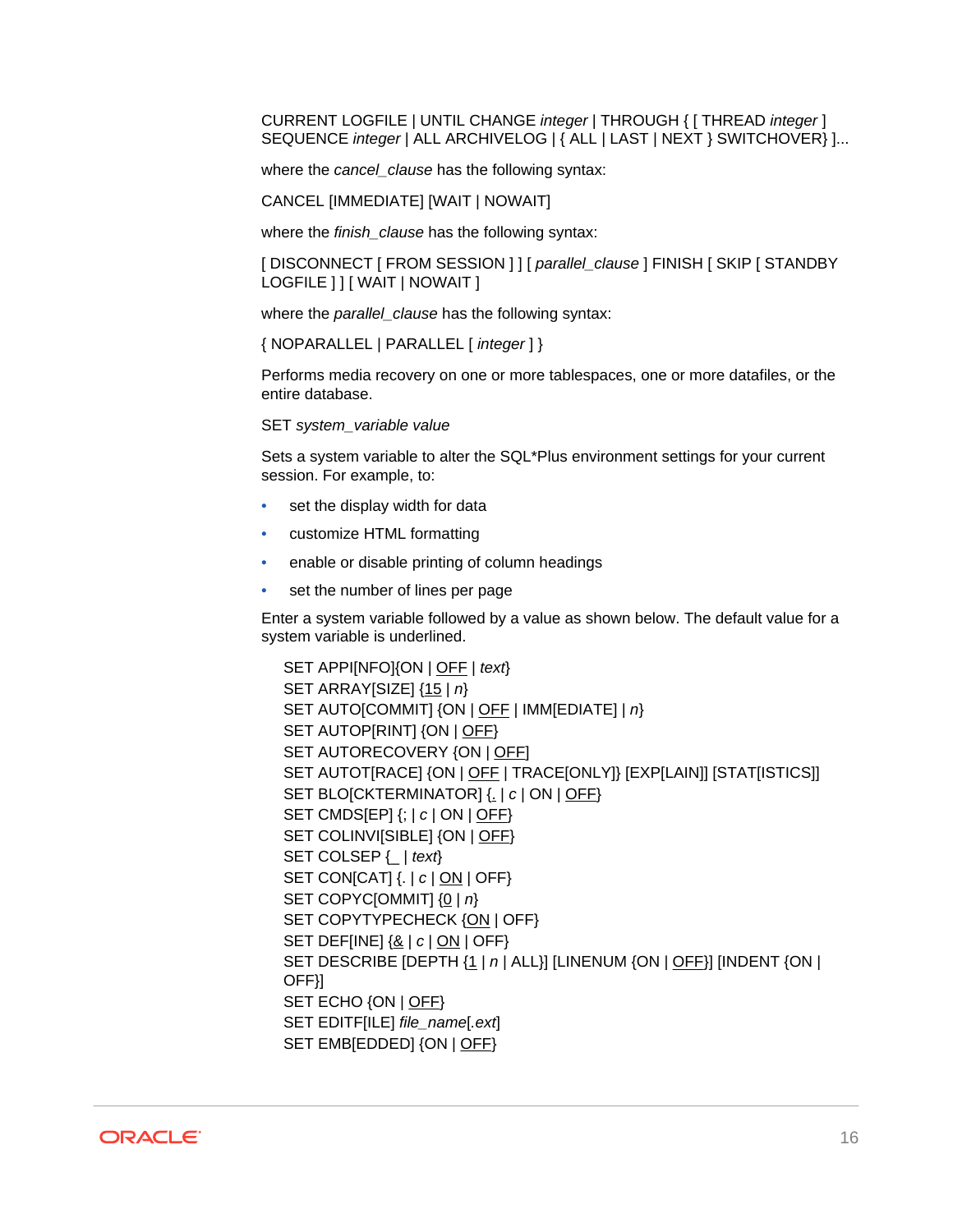CURRENT LOGFILE | UNTIL CHANGE *integer* | THROUGH { [ THREAD *integer* ] SEQUENCE *integer* | ALL ARCHIVELOG | { ALL | LAST | NEXT } SWITCHOVER} ]...

where the *cancel_clause* has the following syntax:

CANCEL [IMMEDIATE] [WAIT | NOWAIT]

where the *finish_clause* has the following syntax:

[ DISCONNECT [ FROM SESSION ] ] [ *parallel_clause* ] FINISH [ SKIP [ STANDBY LOGFILE ] ] [ WAIT | NOWAIT ]

where the *parallel_clause* has the following syntax:

{ NOPARALLEL | PARALLEL [ *integer* ] }

Performs media recovery on one or more tablespaces, one or more datafiles, or the entire database.

SET *system_variable value*

Sets a system variable to alter the SQL*Plus environment settings for your current session. For example, to:

- set the display width for data
- customize HTML formatting
- enable or disable printing of column headings
- set the number of lines per page

Enter a system variable followed by a value as shown below. The default value for a system variable is underlined.

SET APPI[NFO]{ON | <u>OFF</u> | *text*}
SET ARRAY[SIZE] {<u>15</u> | *n*}
SET AUTO[COMMIT] {ON | <u>OFF</u> | IMM[EDIATE] | *n*}
SET AUTOP[RINT] {ON | <u>OFF</u>}
SET AUTORECOVERY {ON | <u>OFF</u>]
SET AUTOT[RACE] {ON | <u>OFF</u> | TRACE[ONLY]} [EXP[LAIN]] [STAT[ISTICS]]
SET BLO[CKTERMINATOR] {<u>.</u> | *c* | ON | <u>OFF</u>}
SET CMDS[EP] {; | *c* | ON | <u>OFF</u>}
SET COLINVI[SIBLE] {ON | <u>OFF</u>}
SET COLSEP {<u>_</u> | *text*}
SET CON[CAT] {. | *c* | <u>ON</u> | OFF}
SET COPYC[OMMIT] {<u>0</u> | *n*}
SET COPYTYPECHECK {<u>ON</u> | OFF}
SET DEF[INE] {<u>&</u> | *c* | <u>ON</u> | OFF}
SET DESCRIBE [DEPTH {<u>1</u> | *n* | ALL}] [LINENUM {ON | <u>OFF</u>}] [INDENT {ON | OFF}]
SET ECHO {ON | <u>OFF</u>}
SET EDITF[ILE] *file_name*[*.ext*]
SET EMB[EDDED] {ON | <u>OFF</u>}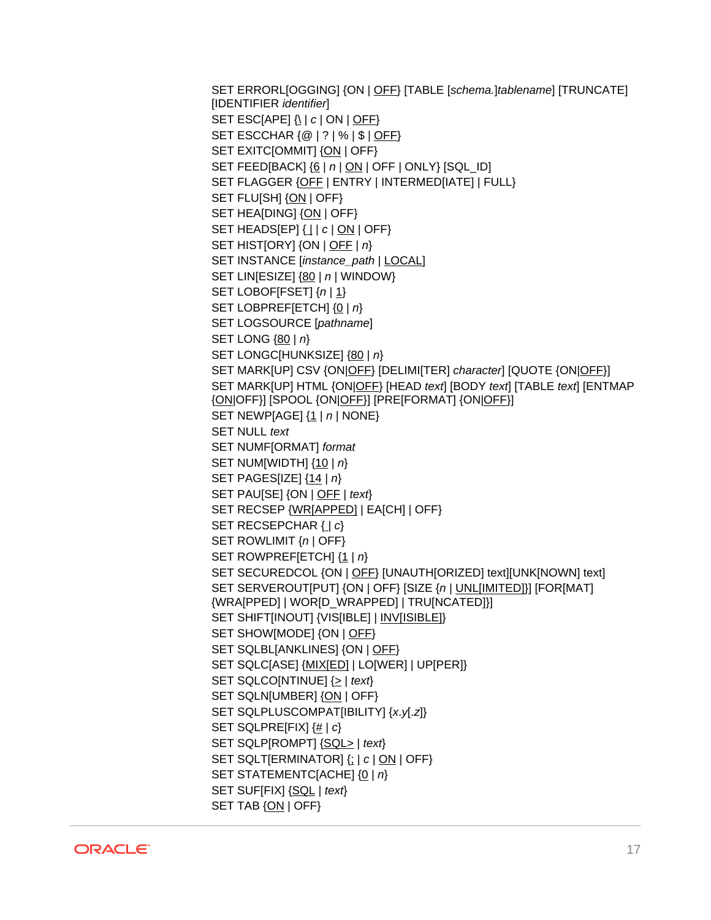SET ERRORL[OGGING] {ON | OFF} [TABLE [*schema.*]*tablename*] [TRUNCATE] [IDENTIFIER *identifier*]  
SET ESC[APE] {\ | *c* | ON | OFF}  
SET ESCCHAR {@ | ? | % | $ | OFF}  
SET EXITC[OMMIT] {ON | OFF}  
SET FEED[BACK] {6 | *n* | ON | OFF | ONLY} [SQL_ID]  
SET FLAGGER {OFF | ENTRY | INTERMED[IATE] | FULL}  
SET FLU[SH] {ON | OFF}  
SET HEA[DING] {ON | OFF}  
SET HEADS[EP] {| | *c* | ON | OFF}  
SET HIST[ORY] {ON | OFF | *n*}  
SET INSTANCE [*instance_path* | LOCAL]  
SET LIN[ESIZE] {80 | *n* | WINDOW}  
SET LOBOF[FSET] {*n* | 1}  
SET LOBPREF[ETCH] {0 | *n*}  
SET LOGSOURCE [*pathname*]  
SET LONG {80 | *n*}  
SET LONGC[HUNKSIZE] {80 | *n*}  
SET MARK[UP] CSV {ON|OFF} [DELIMI[TER] *character*] [QUOTE {ON|OFF}]  
SET MARK[UP] HTML {ON|OFF} [HEAD *text*] [BODY *text*] [TABLE *text*] [ENTMAP {ON|OFF}] [SPOOL {ON|OFF}] [PRE[FORMAT] {ON|OFF}]  
SET NEWP[AGE] {1 | *n* | NONE}  
SET NULL *text*  
SET NUMF[ORMAT] *format*  
SET NUM[WIDTH] {10 | *n*}  
SET PAGES[IZE] {14 | *n*}  
SET PAU[SE] {ON | OFF | *text*}  
SET RECSEP {WR[APPED] | EA[CH] | OFF}  
SET RECSEPCHAR { | *c*}  
SET ROWLIMIT {*n* | OFF}  
SET ROWPREF[ETCH] {1 | *n*}  
SET SECUREDCOL {ON | OFF} [UNAUTH[ORIZED] text][UNK[NOWN] text]  
SET SERVEROUT[PUT] {ON | OFF} [SIZE {*n* | UNL[IMITED]}] [FOR[MAT] {WRA[PPED] | WOR[D_WRAPPED] | TRU[NCATED]}]  
SET SHIFT[INOUT] {VIS[IBLE] | INV[ISIBLE]}  
SET SHOW[MODE] {ON | OFF}  
SET SQLBL[ANKLINES] {ON | OFF}  
SET SQLC[ASE] {MIX[ED] | LO[WER] | UP[PER]}  
SET SQLCO[NTINUE] {> | *text*}  
SET SQLN[UMBER] {ON | OFF}  
SET SQLPLUSCOMPAT[IBILITY] {*x.y*[*.z*]}  
SET SQLPRE[FIX] {# | *c*}  
SET SQLP[ROMPT] {SQL> | *text*}  
SET SQLT[ERMINATOR] {; | *c* | ON | OFF}  
SET STATEMENTC[ACHE] {0 | *n*}  
SET SUF[FIX] {SQL | *text*}  
SET TAB {ON | OFF}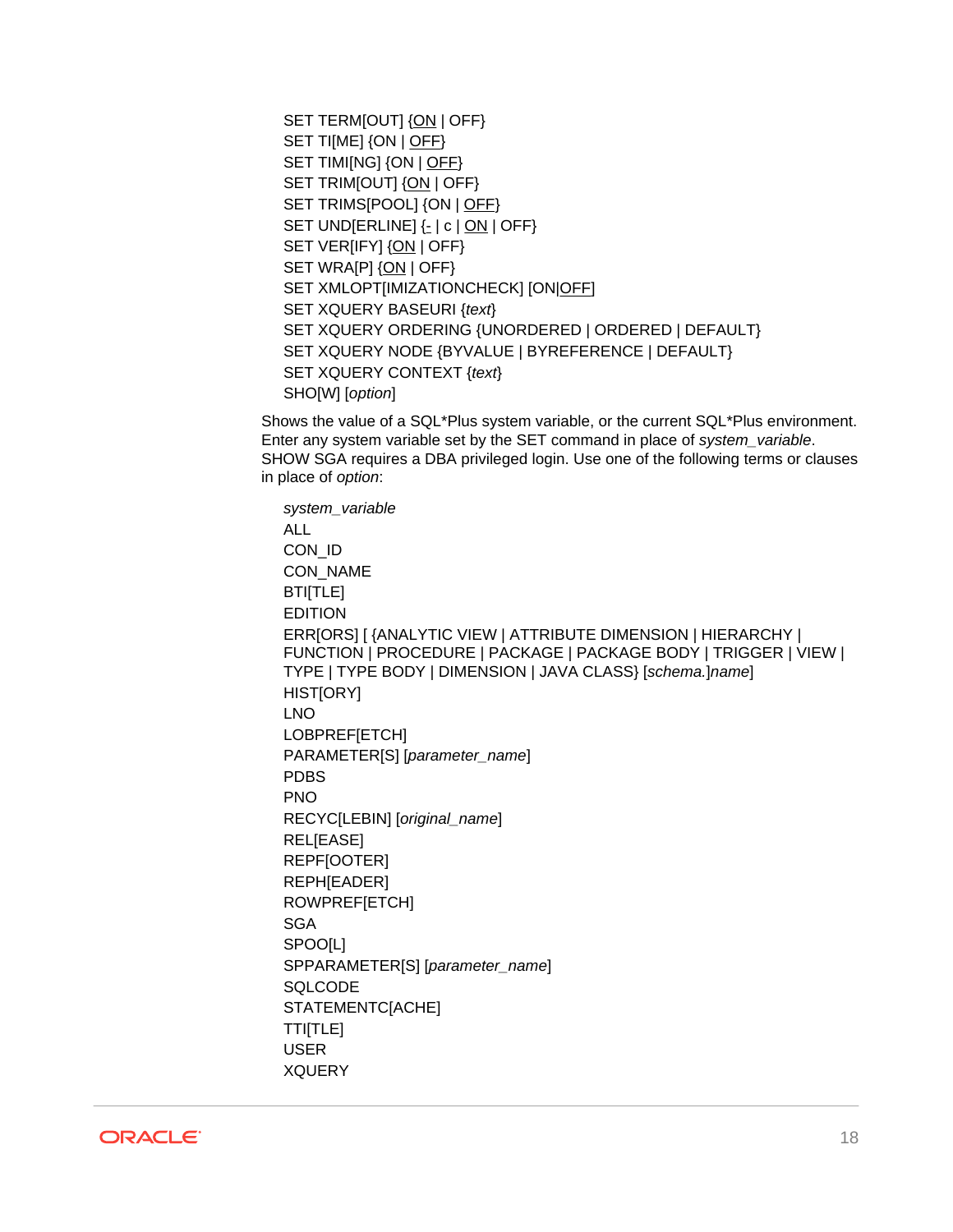SET TERM[OUT] {ON | OFF}
SET TI[ME] {ON | OFF}
SET TIMI[NG] {ON | OFF}
SET TRIM[OUT] {ON | OFF}
SET TRIMS[POOL] {ON | OFF}
SET UND[ERLINE] {- | c | ON | OFF}
SET VER[IFY] {ON | OFF}
SET WRA[P] {ON | OFF}
SET XMLOPT[IMIZATIONCHECK] [ON|OFF]
SET XQUERY BASEURI {*text*}
SET XQUERY ORDERING {UNORDERED | ORDERED | DEFAULT}
SET XQUERY NODE {BYVALUE | BYREFERENCE | DEFAULT}
SET XQUERY CONTEXT {*text*}
SHO[W] [*option*]

Shows the value of a SQL*Plus system variable, or the current SQL*Plus environment. Enter any system variable set by the SET command in place of *system_variable*. SHOW SGA requires a DBA privileged login. Use one of the following terms or clauses in place of *option*:

*system_variable*
ALL
CON_ID
CON_NAME
BTI[TLE]
EDITION
ERR[ORS] [ {ANALYTIC VIEW | ATTRIBUTE DIMENSION | HIERARCHY | FUNCTION | PROCEDURE | PACKAGE | PACKAGE BODY | TRIGGER | VIEW | TYPE | TYPE BODY | DIMENSION | JAVA CLASS} [*schema.*]*name*]
HIST[ORY]
LNO
LOBPREF[ETCH]
PARAMETER[S] [*parameter_name*]
PDBS
PNO
RECYC[LEBIN] [*original_name*]
REL[EASE]
REPF[OOTER]
REPH[EADER]
ROWPREF[ETCH]
SGA
SPOO[L]
SPPARAMETER[S] [*parameter_name*]
SQLCODE
STATEMENTC[ACHE]
TTI[TLE]
USER
XQUERY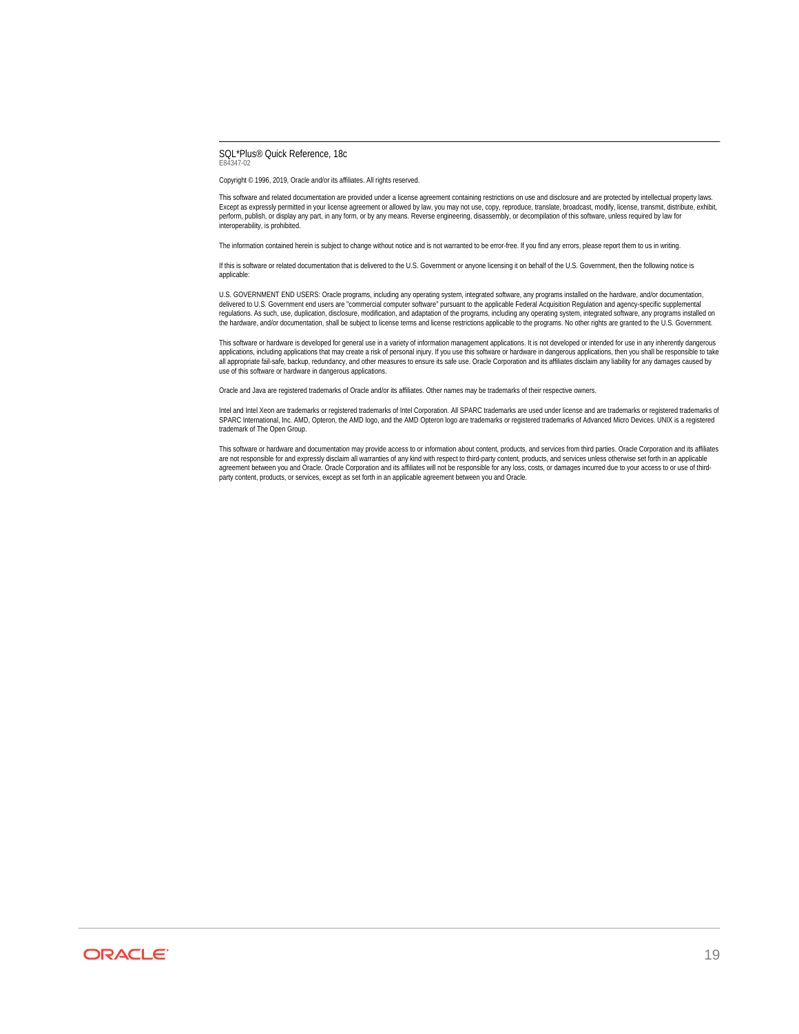SQL*Plus® Quick Reference, 18c
E84347-02

Copyright © 1996, 2019, Oracle and/or its affiliates. All rights reserved.

This software and related documentation are provided under a license agreement containing restrictions on use and disclosure and are protected by intellectual property laws. Except as expressly permitted in your license agreement or allowed by law, you may not use, copy, reproduce, translate, broadcast, modify, license, transmit, distribute, exhibit, perform, publish, or display any part, in any form, or by any means. Reverse engineering, disassembly, or decompilation of this software, unless required by law for interoperability, is prohibited.

The information contained herein is subject to change without notice and is not warranted to be error-free. If you find any errors, please report them to us in writing.

If this is software or related documentation that is delivered to the U.S. Government or anyone licensing it on behalf of the U.S. Government, then the following notice is applicable:

U.S. GOVERNMENT END USERS: Oracle programs, including any operating system, integrated software, any programs installed on the hardware, and/or documentation, delivered to U.S. Government end users are "commercial computer software" pursuant to the applicable Federal Acquisition Regulation and agency-specific supplemental regulations. As such, use, duplication, disclosure, modification, and adaptation of the programs, including any operating system, integrated software, any programs installed on the hardware, and/or documentation, shall be subject to license terms and license restrictions applicable to the programs. No other rights are granted to the U.S. Government.

This software or hardware is developed for general use in a variety of information management applications. It is not developed or intended for use in any inherently dangerous applications, including applications that may create a risk of personal injury. If you use this software or hardware in dangerous applications, then you shall be responsible to take all appropriate fail-safe, backup, redundancy, and other measures to ensure its safe use. Oracle Corporation and its affiliates disclaim any liability for any damages caused by use of this software or hardware in dangerous applications.

Oracle and Java are registered trademarks of Oracle and/or its affiliates. Other names may be trademarks of their respective owners.

Intel and Intel Xeon are trademarks or registered trademarks of Intel Corporation. All SPARC trademarks are used under license and are trademarks or registered trademarks of SPARC International, Inc. AMD, Opteron, the AMD logo, and the AMD Opteron logo are trademarks or registered trademarks of Advanced Micro Devices. UNIX is a registered trademark of The Open Group.

This software or hardware and documentation may provide access to or information about content, products, and services from third parties. Oracle Corporation and its affiliates are not responsible for and expressly disclaim all warranties of any kind with respect to third-party content, products, and services unless otherwise set forth in an applicable agreement between you and Oracle. Oracle Corporation and its affiliates will not be responsible for any loss, costs, or damages incurred due to your access to or use of third-party content, products, or services, except as set forth in an applicable agreement between you and Oracle.